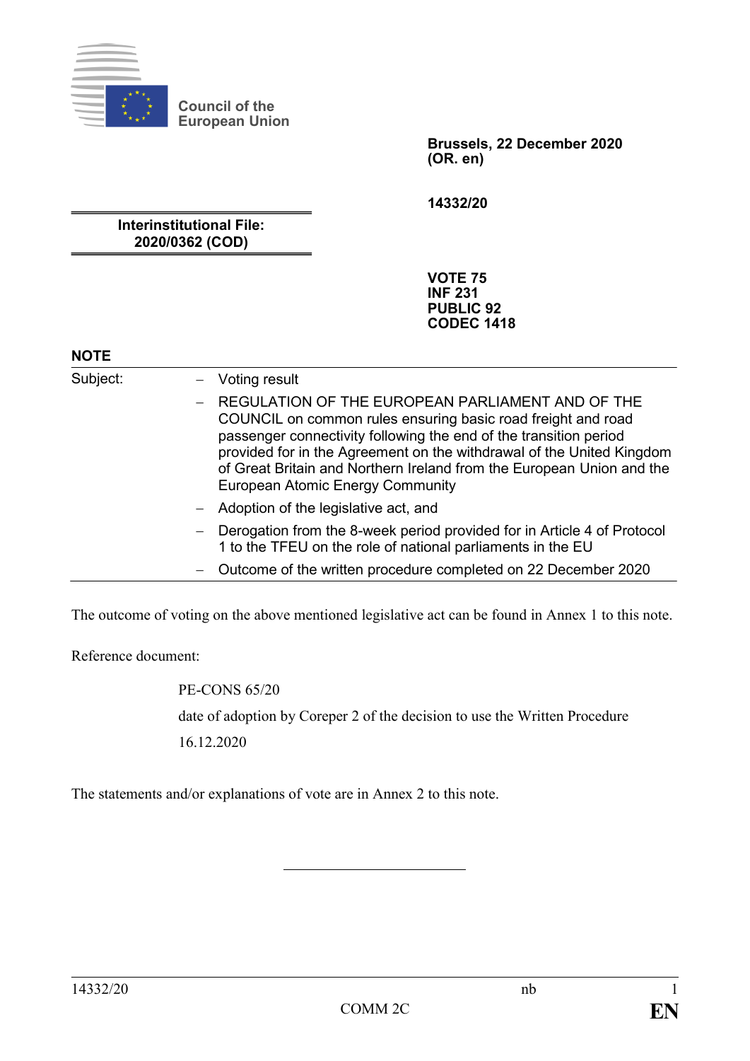Council of the European Union

**Brussels, 22 December 2020**
**(OR. en)**

**14332/20**

**Interinstitutional File:**
**2020/0362 (COD)**

**VOTE 75**
**INF 231**
**PUBLIC 92**
**CODEC 1418**

**NOTE**

| Subject: | – Voting result |
|---|---|
| | – REGULATION OF THE EUROPEAN PARLIAMENT AND OF THE COUNCIL on common rules ensuring basic road freight and road passenger connectivity following the end of the transition period provided for in the Agreement on the withdrawal of the United Kingdom of Great Britain and Northern Ireland from the European Union and the European Atomic Energy Community |
| | – Adoption of the legislative act, and |
| | – Derogation from the 8-week period provided for in Article 4 of Protocol 1 to the TFEU on the role of national parliaments in the EU |
| | – Outcome of the written procedure completed on 22 December 2020 |

The outcome of voting on the above mentioned legislative act can be found in Annex 1 to this note.

Reference document:

PE-CONS 65/20

date of adoption by Coreper 2 of the decision to use the Written Procedure

16.12.2020

The statements and/or explanations of vote are in Annex 2 to this note.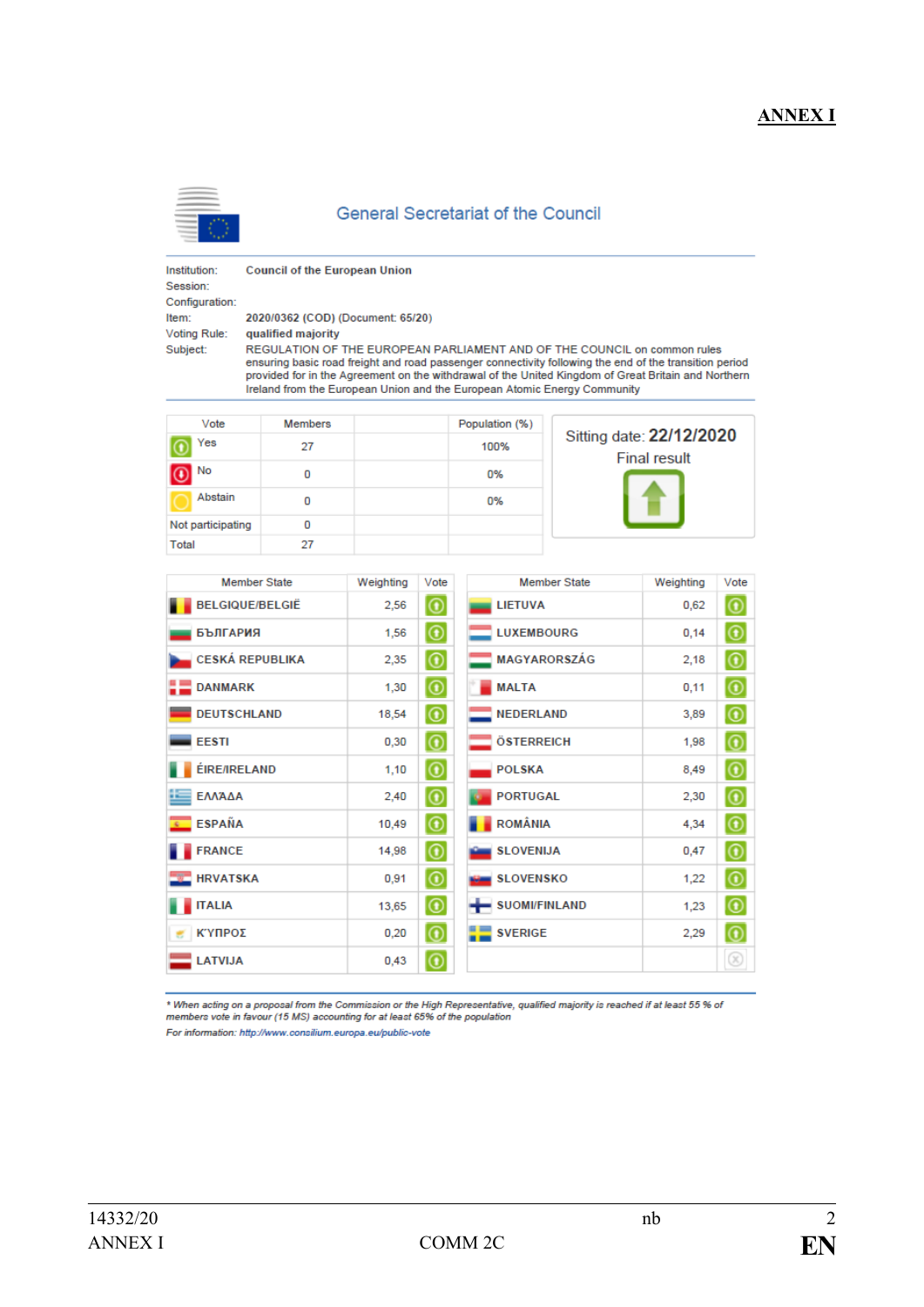**ANNEX I**

General Secretariat of the Council

| | |
|---|---|
| Institution: | **Council of the European Union** |
| Session: | |
| Configuration: | |
| Item: | 2020/0362 (COD) (Document: 65/20) |
| Voting Rule: | **qualified majority** |
| Subject: | REGULATION OF THE EUROPEAN PARLIAMENT AND OF THE COUNCIL on common rules ensuring basic road freight and road passenger connectivity following the end of the transition period provided for in the Agreement on the withdrawal of the United Kingdom of Great Britain and Northern Ireland from the European Union and the European Atomic Energy Community |

| Vote | Members | | Population (%) |
|---|---|---|---|
| Yes | 27 | | 100% |
| No | 0 | | 0% |
| Abstain | 0 | | 0% |
| Not participating | 0 | | |
| Total | 27 | | |

Sitting date: **22/12/2020**

Final result

| Member State | Weighting | Vote |
|---|---|---|
| BELGIQUE/BELGIË | 2,56 | Yes |
| БЪЛГАРИЯ | 1,56 | Yes |
| CESKÁ REPUBLIKA | 2,35 | Yes |
| DANMARK | 1,30 | Yes |
| DEUTSCHLAND | 18,54 | Yes |
| EESTI | 0,30 | Yes |
| ÉIRE/IRELAND | 1,10 | Yes |
| ΕΛΛΑΔΑ | 2,40 | Yes |
| ESPAÑA | 10,49 | Yes |
| FRANCE | 14,98 | Yes |
| HRVATSKA | 0,91 | Yes |
| ITALIA | 13,65 | Yes |
| ΚΥΠΡΟΣ | 0,20 | Yes |
| LATVIJA | 0,43 | Yes |
| LIETUVA | 0,62 | Yes |
| LUXEMBOURG | 0,14 | Yes |
| MAGYARORSZÁG | 2,18 | Yes |
| MALTA | 0,11 | Yes |
| NEDERLAND | 3,89 | Yes |
| ÖSTERREICH | 1,98 | Yes |
| POLSKA | 8,49 | Yes |
| PORTUGAL | 2,30 | Yes |
| ROMÂNIA | 4,34 | Yes |
| SLOVENIJA | 0,47 | Yes |
| SLOVENSKO | 1,22 | Yes |
| SUOMI/FINLAND | 1,23 | Yes |
| SVERIGE | 2,29 | Yes |

*\* When acting on a proposal from the Commission or the High Representative, qualified majority is reached if at least 55 % of members vote in favour (15 MS) accounting for at least 65% of the population*

*For information: http://www.consilium.europa.eu/public-vote*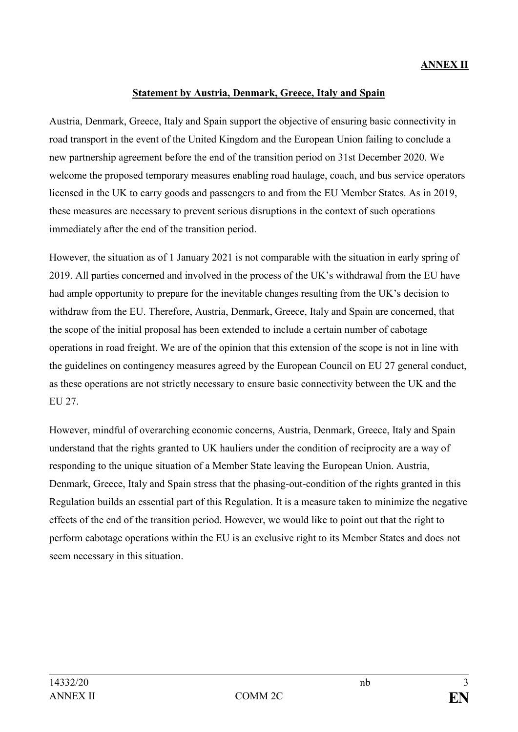**ANNEX II**

## Statement by Austria, Denmark, Greece, Italy and Spain

Austria, Denmark, Greece, Italy and Spain support the objective of ensuring basic connectivity in road transport in the event of the United Kingdom and the European Union failing to conclude a new partnership agreement before the end of the transition period on 31st December 2020. We welcome the proposed temporary measures enabling road haulage, coach, and bus service operators licensed in the UK to carry goods and passengers to and from the EU Member States. As in 2019, these measures are necessary to prevent serious disruptions in the context of such operations immediately after the end of the transition period.

However, the situation as of 1 January 2021 is not comparable with the situation in early spring of 2019. All parties concerned and involved in the process of the UK's withdrawal from the EU have had ample opportunity to prepare for the inevitable changes resulting from the UK's decision to withdraw from the EU. Therefore, Austria, Denmark, Greece, Italy and Spain are concerned, that the scope of the initial proposal has been extended to include a certain number of cabotage operations in road freight. We are of the opinion that this extension of the scope is not in line with the guidelines on contingency measures agreed by the European Council on EU 27 general conduct, as these operations are not strictly necessary to ensure basic connectivity between the UK and the EU 27.

However, mindful of overarching economic concerns, Austria, Denmark, Greece, Italy and Spain understand that the rights granted to UK hauliers under the condition of reciprocity are a way of responding to the unique situation of a Member State leaving the European Union. Austria, Denmark, Greece, Italy and Spain stress that the phasing-out-condition of the rights granted in this Regulation builds an essential part of this Regulation. It is a measure taken to minimize the negative effects of the end of the transition period. However, we would like to point out that the right to perform cabotage operations within the EU is an exclusive right to its Member States and does not seem necessary in this situation.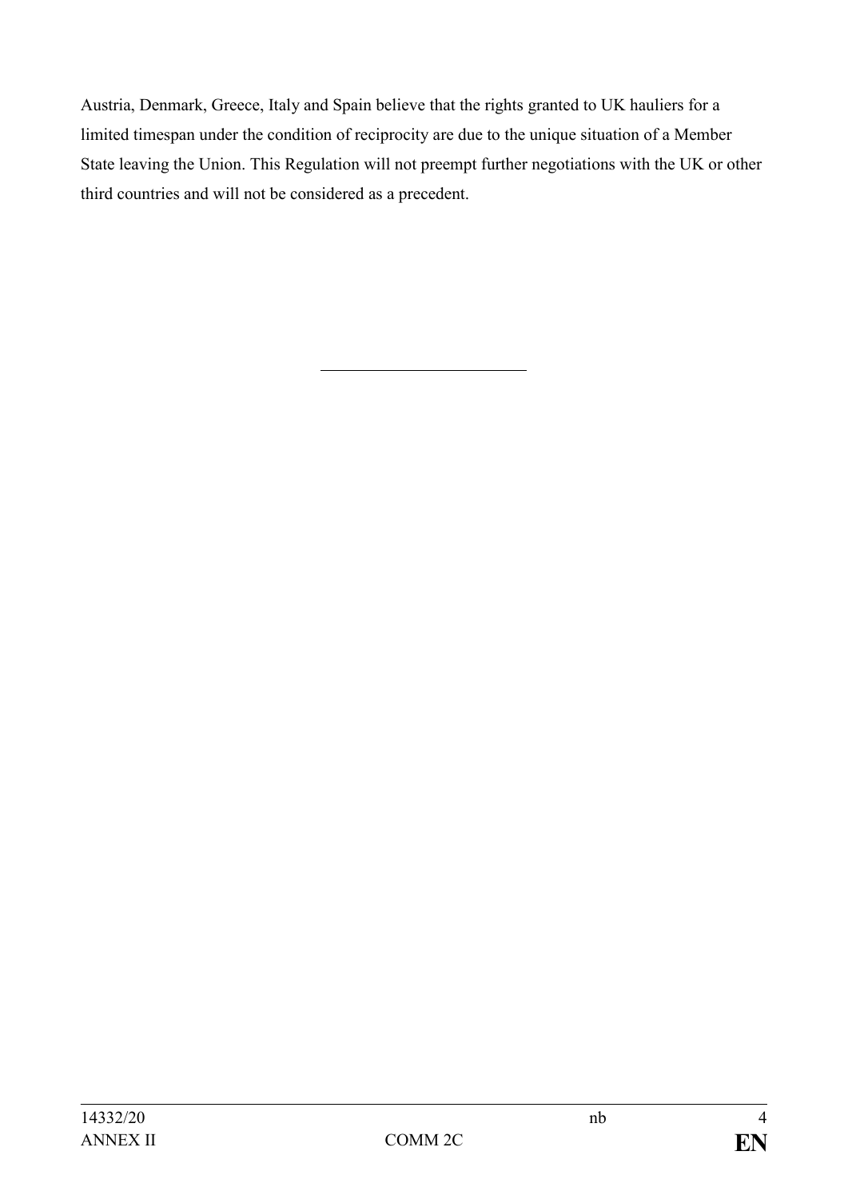Austria, Denmark, Greece, Italy and Spain believe that the rights granted to UK hauliers for a limited timespan under the condition of reciprocity are due to the unique situation of a Member State leaving the Union. This Regulation will not preempt further negotiations with the UK or other third countries and will not be considered as a precedent.